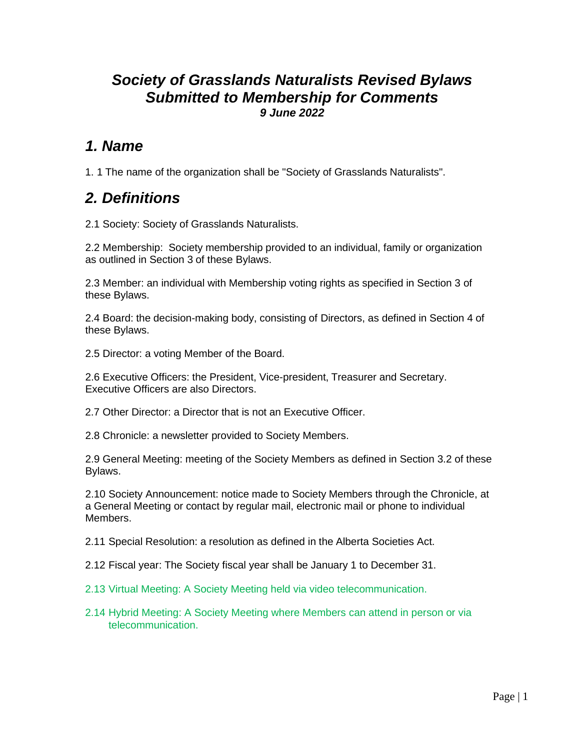# *Society of Grasslands Naturalists Revised Bylaws Submitted to Membership for Comments*

***9 June 2022***

## *1. Name*

1. 1 The name of the organization shall be "Society of Grasslands Naturalists".

## *2. Definitions*

2.1 Society: Society of Grasslands Naturalists.

2.2 Membership: Society membership provided to an individual, family or organization as outlined in Section 3 of these Bylaws.

2.3 Member: an individual with Membership voting rights as specified in Section 3 of these Bylaws.

2.4 Board: the decision-making body, consisting of Directors, as defined in Section 4 of these Bylaws.

2.5 Director: a voting Member of the Board.

2.6 Executive Officers: the President, Vice-president, Treasurer and Secretary. Executive Officers are also Directors.

2.7 Other Director: a Director that is not an Executive Officer.

2.8 Chronicle: a newsletter provided to Society Members.

2.9 General Meeting: meeting of the Society Members as defined in Section 3.2 of these Bylaws.

2.10 Society Announcement: notice made to Society Members through the Chronicle, at a General Meeting or contact by regular mail, electronic mail or phone to individual Members.

2.11 Special Resolution: a resolution as defined in the Alberta Societies Act.

2.12 Fiscal year: The Society fiscal year shall be January 1 to December 31.

2.13 Virtual Meeting: A Society Meeting held via video telecommunication.

2.14 Hybrid Meeting: A Society Meeting where Members can attend in person or via telecommunication.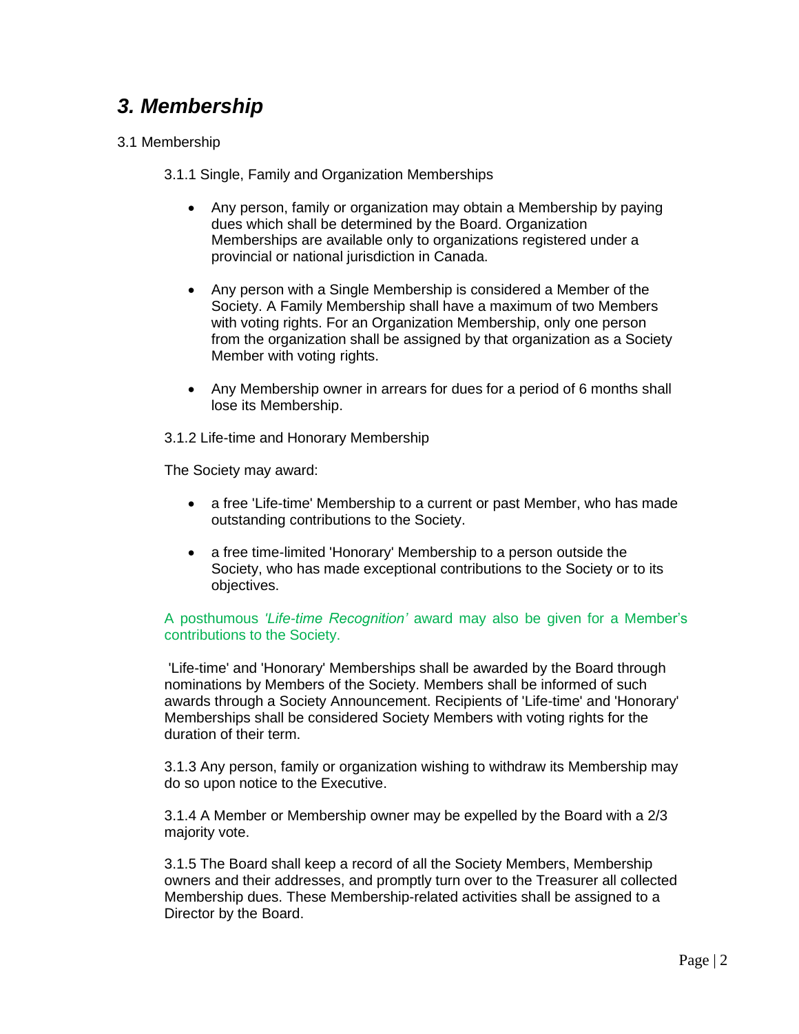## *3. Membership*

3.1 Membership

3.1.1 Single, Family and Organization Memberships

- Any person, family or organization may obtain a Membership by paying dues which shall be determined by the Board. Organization Memberships are available only to organizations registered under a provincial or national jurisdiction in Canada.
- Any person with a Single Membership is considered a Member of the Society. A Family Membership shall have a maximum of two Members with voting rights. For an Organization Membership, only one person from the organization shall be assigned by that organization as a Society Member with voting rights.
- Any Membership owner in arrears for dues for a period of 6 months shall lose its Membership.

3.1.2 Life-time and Honorary Membership

The Society may award:

- a free 'Life-time' Membership to a current or past Member, who has made outstanding contributions to the Society.
- a free time-limited 'Honorary' Membership to a person outside the Society, who has made exceptional contributions to the Society or to its objectives.

A posthumous *'Life-time Recognition'* award may also be given for a Member's contributions to the Society.

'Life-time' and 'Honorary' Memberships shall be awarded by the Board through nominations by Members of the Society. Members shall be informed of such awards through a Society Announcement. Recipients of 'Life-time' and 'Honorary' Memberships shall be considered Society Members with voting rights for the duration of their term.

3.1.3 Any person, family or organization wishing to withdraw its Membership may do so upon notice to the Executive.

3.1.4 A Member or Membership owner may be expelled by the Board with a 2/3 majority vote.

3.1.5 The Board shall keep a record of all the Society Members, Membership owners and their addresses, and promptly turn over to the Treasurer all collected Membership dues. These Membership-related activities shall be assigned to a Director by the Board.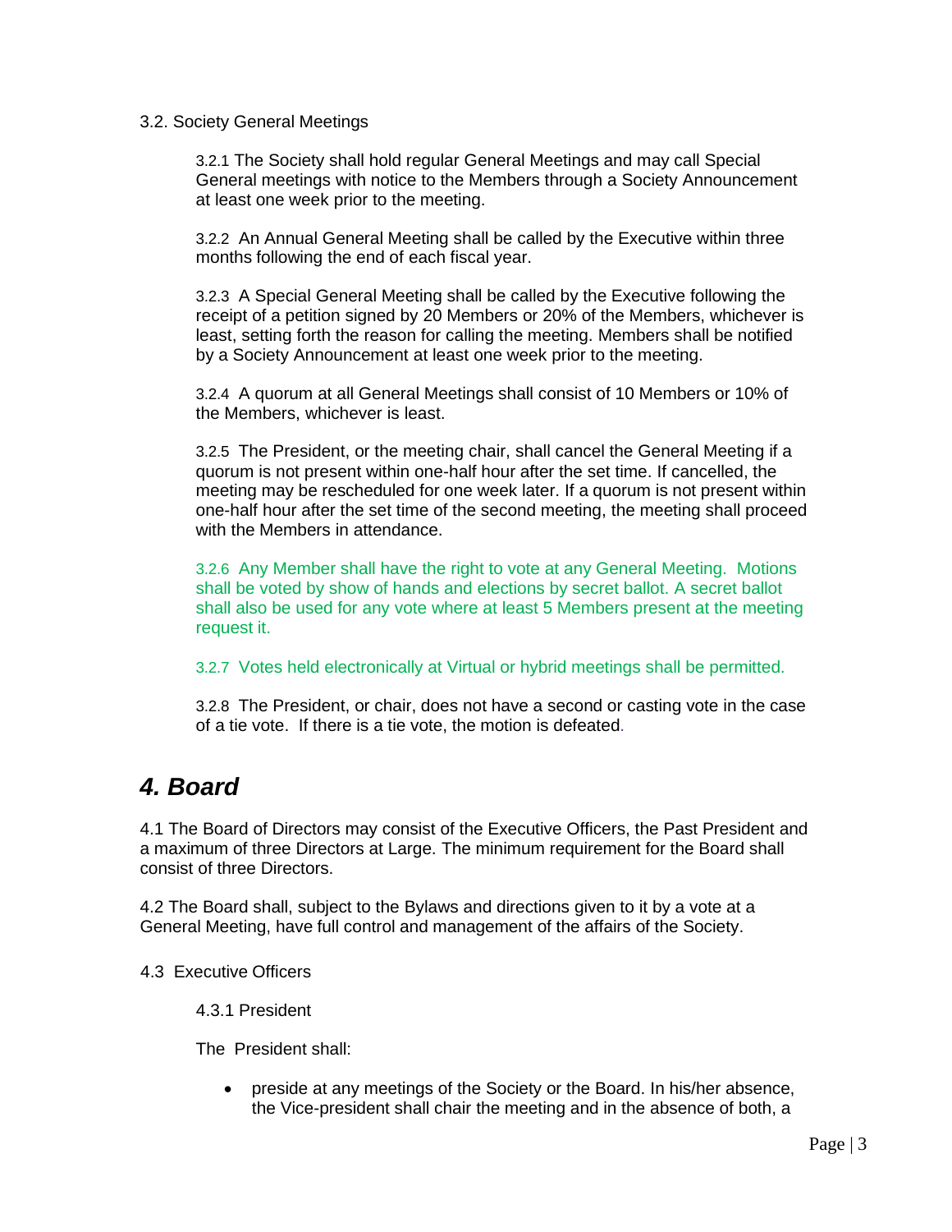3.2. Society General Meetings

3.2.1 The Society shall hold regular General Meetings and may call Special General meetings with notice to the Members through a Society Announcement at least one week prior to the meeting.

3.2.2 An Annual General Meeting shall be called by the Executive within three months following the end of each fiscal year.

3.2.3 A Special General Meeting shall be called by the Executive following the receipt of a petition signed by 20 Members or 20% of the Members, whichever is least, setting forth the reason for calling the meeting. Members shall be notified by a Society Announcement at least one week prior to the meeting.

3.2.4 A quorum at all General Meetings shall consist of 10 Members or 10% of the Members, whichever is least.

3.2.5 The President, or the meeting chair, shall cancel the General Meeting if a quorum is not present within one-half hour after the set time. If cancelled, the meeting may be rescheduled for one week later. If a quorum is not present within one-half hour after the set time of the second meeting, the meeting shall proceed with the Members in attendance.

3.2.6 Any Member shall have the right to vote at any General Meeting. Motions shall be voted by show of hands and elections by secret ballot. A secret ballot shall also be used for any vote where at least 5 Members present at the meeting request it.

3.2.7 Votes held electronically at Virtual or hybrid meetings shall be permitted.

3.2.8 The President, or chair, does not have a second or casting vote in the case of a tie vote. If there is a tie vote, the motion is defeated.

## *4. Board*

4.1 The Board of Directors may consist of the Executive Officers, the Past President and a maximum of three Directors at Large. The minimum requirement for the Board shall consist of three Directors.

4.2 The Board shall, subject to the Bylaws and directions given to it by a vote at a General Meeting, have full control and management of the affairs of the Society.

4.3 Executive Officers

4.3.1 President

The President shall:

- preside at any meetings of the Society or the Board. In his/her absence, the Vice-president shall chair the meeting and in the absence of both, a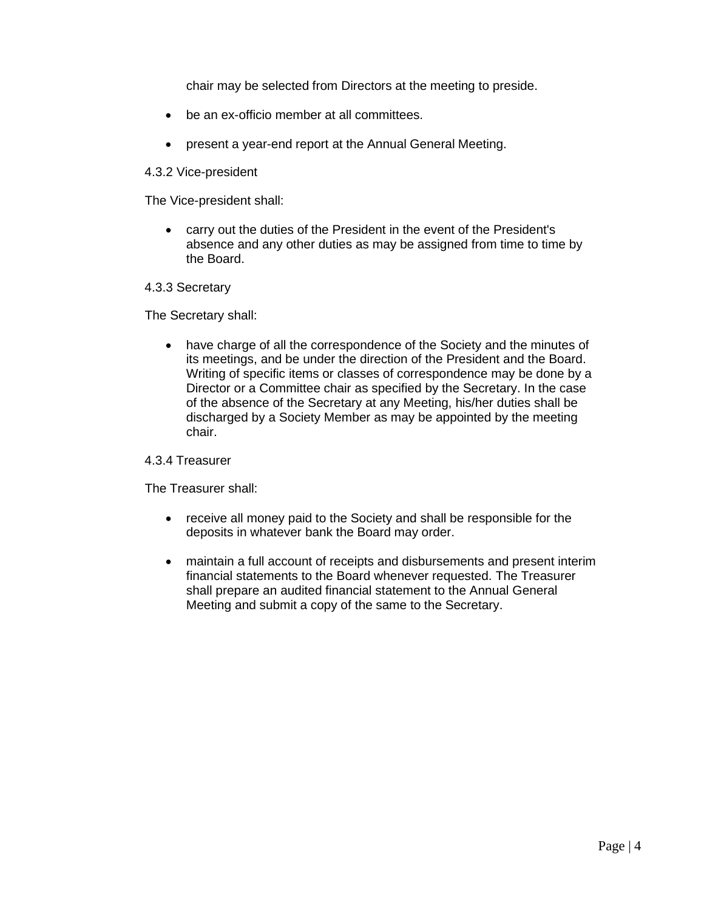chair may be selected from Directors at the meeting to preside.

- be an ex-officio member at all committees.

- present a year-end report at the Annual General Meeting.

4.3.2 Vice-president

The Vice-president shall:

- carry out the duties of the President in the event of the President's absence and any other duties as may be assigned from time to time by the Board.

4.3.3 Secretary

The Secretary shall:

- have charge of all the correspondence of the Society and the minutes of its meetings, and be under the direction of the President and the Board. Writing of specific items or classes of correspondence may be done by a Director or a Committee chair as specified by the Secretary. In the case of the absence of the Secretary at any Meeting, his/her duties shall be discharged by a Society Member as may be appointed by the meeting chair.

4.3.4 Treasurer

The Treasurer shall:

- receive all money paid to the Society and shall be responsible for the deposits in whatever bank the Board may order.

- maintain a full account of receipts and disbursements and present interim financial statements to the Board whenever requested. The Treasurer shall prepare an audited financial statement to the Annual General Meeting and submit a copy of the same to the Secretary.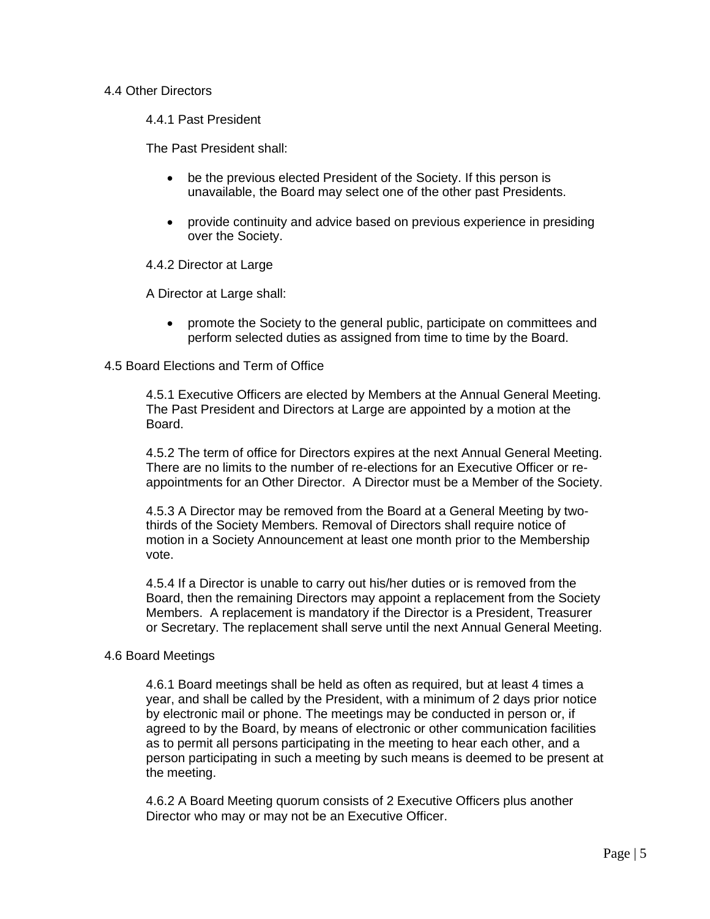## 4.4 Other Directors

### 4.4.1 Past President

The Past President shall:

- be the previous elected President of the Society. If this person is unavailable, the Board may select one of the other past Presidents.
- provide continuity and advice based on previous experience in presiding over the Society.

### 4.4.2 Director at Large

A Director at Large shall:

- promote the Society to the general public, participate on committees and perform selected duties as assigned from time to time by the Board.

## 4.5 Board Elections and Term of Office

4.5.1 Executive Officers are elected by Members at the Annual General Meeting. The Past President and Directors at Large are appointed by a motion at the Board.

4.5.2 The term of office for Directors expires at the next Annual General Meeting. There are no limits to the number of re-elections for an Executive Officer or re-appointments for an Other Director. A Director must be a Member of the Society.

4.5.3 A Director may be removed from the Board at a General Meeting by two-thirds of the Society Members. Removal of Directors shall require notice of motion in a Society Announcement at least one month prior to the Membership vote.

4.5.4 If a Director is unable to carry out his/her duties or is removed from the Board, then the remaining Directors may appoint a replacement from the Society Members. A replacement is mandatory if the Director is a President, Treasurer or Secretary. The replacement shall serve until the next Annual General Meeting.

## 4.6 Board Meetings

4.6.1 Board meetings shall be held as often as required, but at least 4 times a year, and shall be called by the President, with a minimum of 2 days prior notice by electronic mail or phone. The meetings may be conducted in person or, if agreed to by the Board, by means of electronic or other communication facilities as to permit all persons participating in the meeting to hear each other, and a person participating in such a meeting by such means is deemed to be present at the meeting.

4.6.2 A Board Meeting quorum consists of 2 Executive Officers plus another Director who may or may not be an Executive Officer.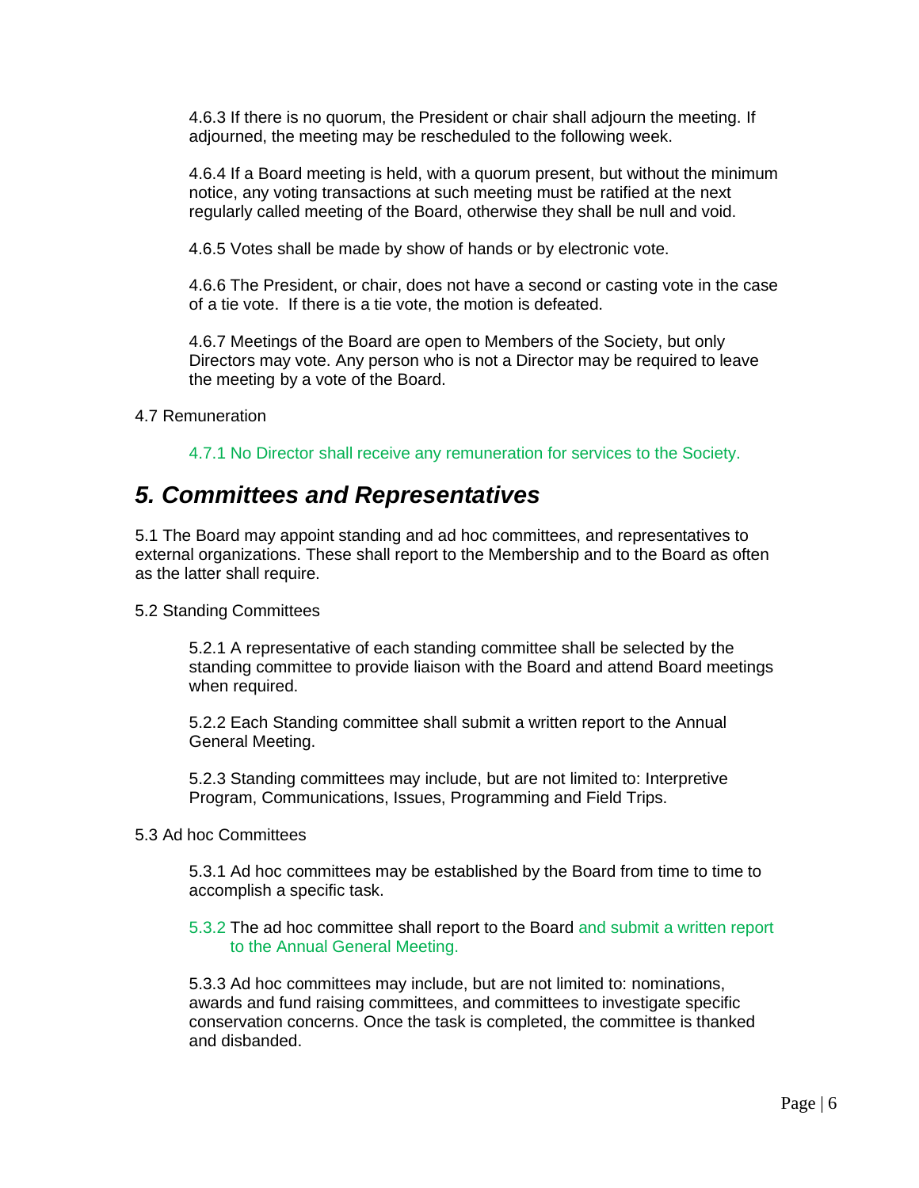4.6.3 If there is no quorum, the President or chair shall adjourn the meeting. If adjourned, the meeting may be rescheduled to the following week.

4.6.4 If a Board meeting is held, with a quorum present, but without the minimum notice, any voting transactions at such meeting must be ratified at the next regularly called meeting of the Board, otherwise they shall be null and void.

4.6.5 Votes shall be made by show of hands or by electronic vote.

4.6.6 The President, or chair, does not have a second or casting vote in the case of a tie vote. If there is a tie vote, the motion is defeated.

4.6.7 Meetings of the Board are open to Members of the Society, but only Directors may vote. Any person who is not a Director may be required to leave the meeting by a vote of the Board.

4.7 Remuneration

4.7.1 No Director shall receive any remuneration for services to the Society.

## *5. Committees and Representatives*

5.1 The Board may appoint standing and ad hoc committees, and representatives to external organizations. These shall report to the Membership and to the Board as often as the latter shall require.

5.2 Standing Committees

5.2.1 A representative of each standing committee shall be selected by the standing committee to provide liaison with the Board and attend Board meetings when required.

5.2.2 Each Standing committee shall submit a written report to the Annual General Meeting.

5.2.3 Standing committees may include, but are not limited to: Interpretive Program, Communications, Issues, Programming and Field Trips.

5.3 Ad hoc Committees

5.3.1 Ad hoc committees may be established by the Board from time to time to accomplish a specific task.

5.3.2 The ad hoc committee shall report to the Board and submit a written report to the Annual General Meeting.

5.3.3 Ad hoc committees may include, but are not limited to: nominations, awards and fund raising committees, and committees to investigate specific conservation concerns. Once the task is completed, the committee is thanked and disbanded.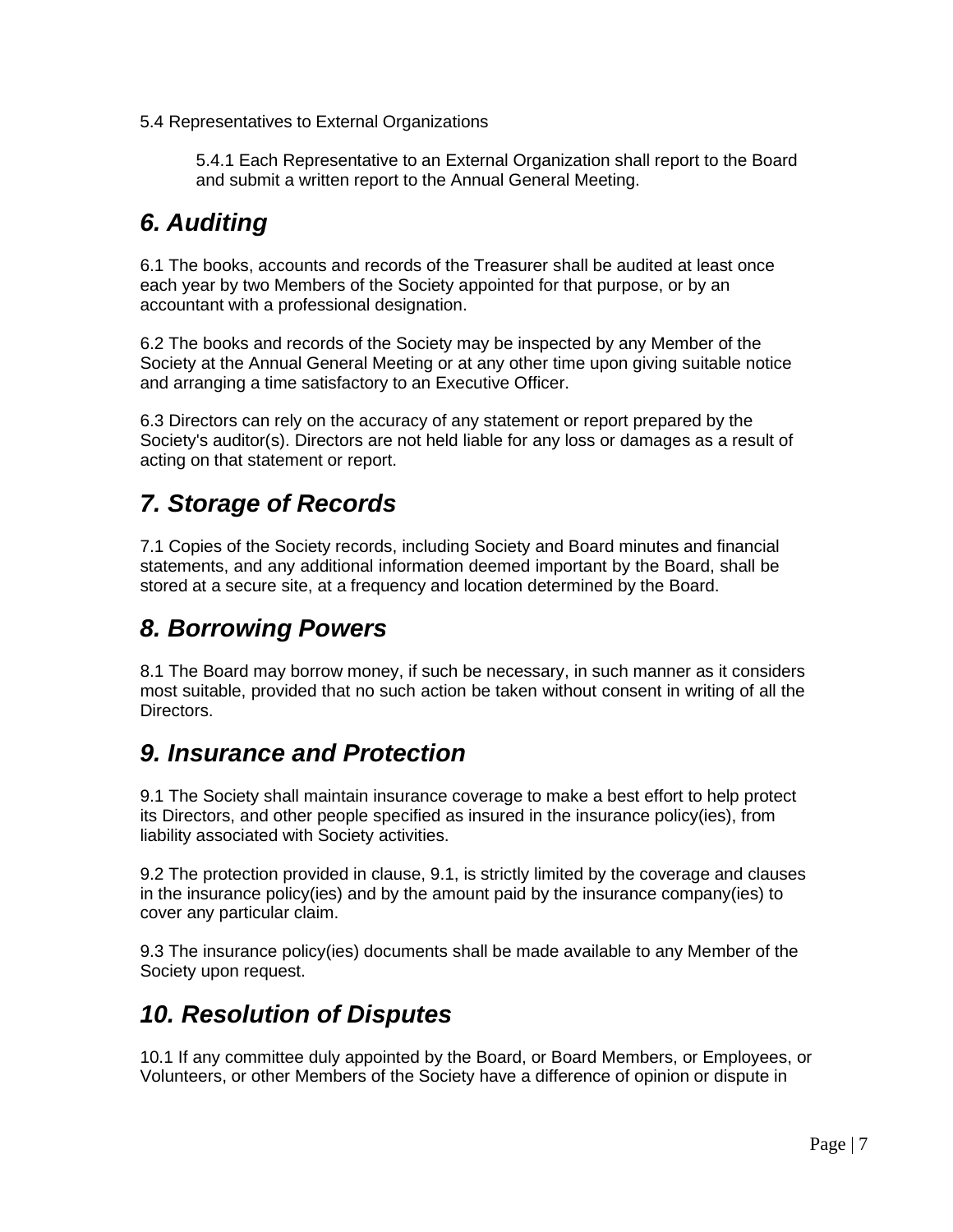5.4 Representatives to External Organizations

5.4.1 Each Representative to an External Organization shall report to the Board and submit a written report to the Annual General Meeting.

## *6. Auditing*

6.1 The books, accounts and records of the Treasurer shall be audited at least once each year by two Members of the Society appointed for that purpose, or by an accountant with a professional designation.

6.2 The books and records of the Society may be inspected by any Member of the Society at the Annual General Meeting or at any other time upon giving suitable notice and arranging a time satisfactory to an Executive Officer.

6.3 Directors can rely on the accuracy of any statement or report prepared by the Society's auditor(s). Directors are not held liable for any loss or damages as a result of acting on that statement or report.

## *7. Storage of Records*

7.1 Copies of the Society records, including Society and Board minutes and financial statements, and any additional information deemed important by the Board, shall be stored at a secure site, at a frequency and location determined by the Board.

## *8. Borrowing Powers*

8.1 The Board may borrow money, if such be necessary, in such manner as it considers most suitable, provided that no such action be taken without consent in writing of all the Directors.

## *9. Insurance and Protection*

9.1 The Society shall maintain insurance coverage to make a best effort to help protect its Directors, and other people specified as insured in the insurance policy(ies), from liability associated with Society activities.

9.2 The protection provided in clause, 9.1, is strictly limited by the coverage and clauses in the insurance policy(ies) and by the amount paid by the insurance company(ies) to cover any particular claim.

9.3 The insurance policy(ies) documents shall be made available to any Member of the Society upon request.

## *10. Resolution of Disputes*

10.1 If any committee duly appointed by the Board, or Board Members, or Employees, or Volunteers, or other Members of the Society have a difference of opinion or dispute in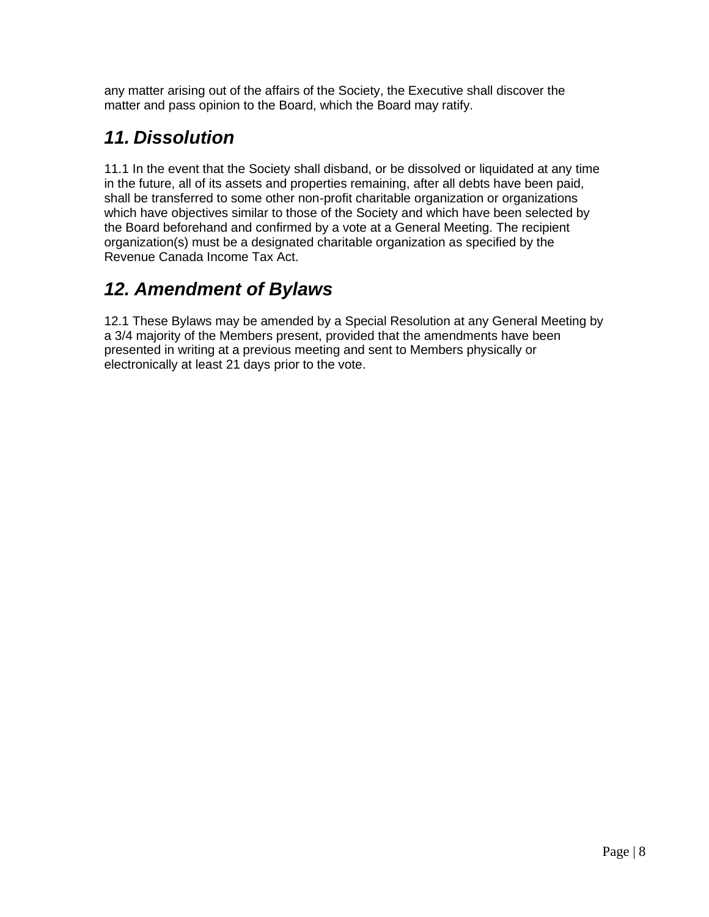any matter arising out of the affairs of the Society, the Executive shall discover the matter and pass opinion to the Board, which the Board may ratify.

## *11. Dissolution*

11.1 In the event that the Society shall disband, or be dissolved or liquidated at any time in the future, all of its assets and properties remaining, after all debts have been paid, shall be transferred to some other non-profit charitable organization or organizations which have objectives similar to those of the Society and which have been selected by the Board beforehand and confirmed by a vote at a General Meeting. The recipient organization(s) must be a designated charitable organization as specified by the Revenue Canada Income Tax Act.

## *12. Amendment of Bylaws*

12.1 These Bylaws may be amended by a Special Resolution at any General Meeting by a 3/4 majority of the Members present, provided that the amendments have been presented in writing at a previous meeting and sent to Members physically or electronically at least 21 days prior to the vote.